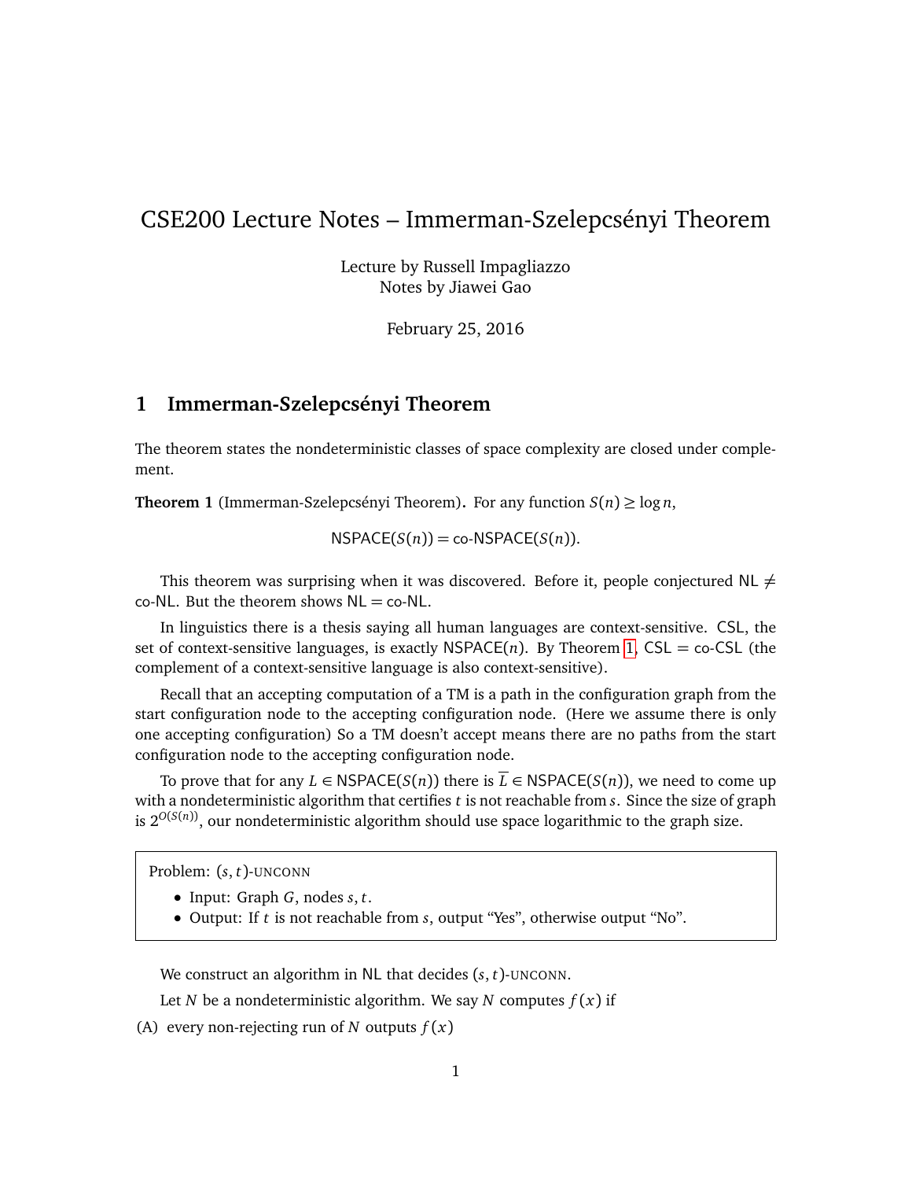# CSE200 Lecture Notes – Immerman-Szelepcsényi Theorem

Lecture by Russell Impagliazzo
Notes by Jiawei Gao

February 25, 2016

## 1 Immerman-Szelepcsényi Theorem

The theorem states the nondeterministic classes of space complexity are closed under complement.

**Theorem 1** (Immerman-Szelepcsényi Theorem)**.** For any function $S(n) \geq \log n$,

$$\mathsf{NSPACE}(S(n)) = \text{co-}\mathsf{NSPACE}(S(n)).$$

This theorem was surprising when it was discovered. Before it, people conjectured $\mathsf{NL} \neq \text{co-}\mathsf{NL}$. But the theorem shows $\mathsf{NL} = \text{co-}\mathsf{NL}$.

In linguistics there is a thesis saying all human languages are context-sensitive. CSL, the set of context-sensitive languages, is exactly $\mathsf{NSPACE}(n)$. By Theorem 1, CSL = co-CSL (the complement of a context-sensitive language is also context-sensitive).

Recall that an accepting computation of a TM is a path in the configuration graph from the start configuration node to the accepting configuration node. (Here we assume there is only one accepting configuration) So a TM doesn't accept means there are no paths from the start configuration node to the accepting configuration node.

To prove that for any $L \in \mathsf{NSPACE}(S(n))$ there is $\overline{L} \in \mathsf{NSPACE}(S(n))$, we need to come up with a nondeterministic algorithm that certifies $t$ is not reachable from $s$. Since the size of graph is $2^{O(S(n))}$, our nondeterministic algorithm should use space logarithmic to the graph size.

> Problem: $(s,t)$-UNCONN
>
> - Input: Graph $G$, nodes $s, t$.
> - Output: If $t$ is not reachable from $s$, output "Yes", otherwise output "No".

We construct an algorithm in NL that decides $(s,t)$-UNCONN.

Let $N$ be a nondeterministic algorithm. We say $N$ computes $f(x)$ if

(A) every non-rejecting run of $N$ outputs $f(x)$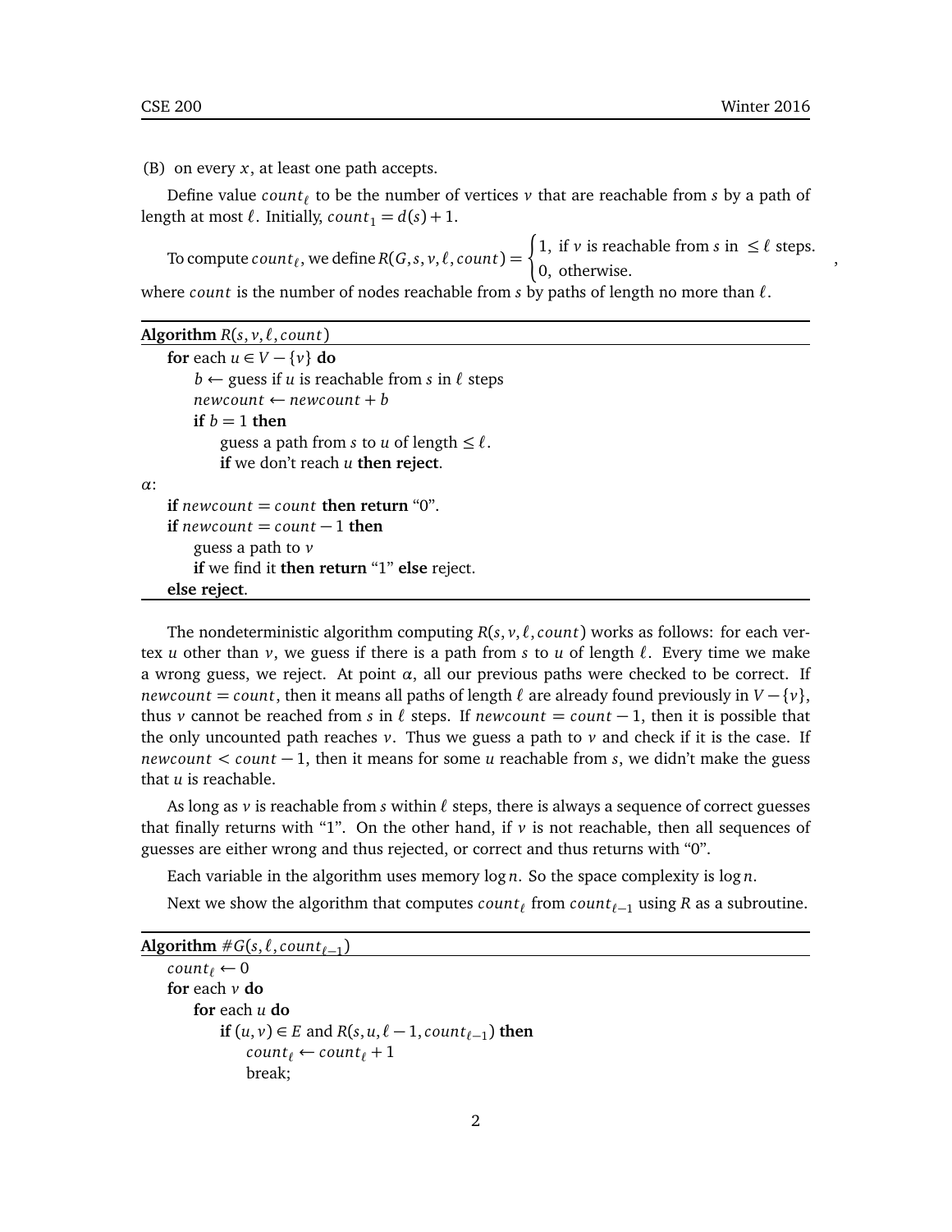(B) on every $x$, at least one path accepts.

Define value $count_\ell$ to be the number of vertices $v$ that are reachable from $s$ by a path of length at most $\ell$. Initially, $count_1 = d(s) + 1$.

To compute $count_\ell$, we define $R(G, s, v, \ell, count) = \begin{cases} 1, & \text{if } v \text{ is reachable from } s \text{ in } \leq \ell \text{ steps.} \\ 0, & \text{otherwise.} \end{cases}$ ,

where $count$ is the number of nodes reachable from $s$ by paths of length no more than $\ell$.

---

**Algorithm** $R(s, v, \ell, count)$

```
for each u ∈ V − {v} do
    b ← guess if u is reachable from s in ℓ steps
    newcount ← newcount + b
    if b = 1 then
        guess a path from s to u of length ≤ ℓ.
        if we don't reach u then reject.
α:
if newcount = count then return "0".
if newcount = count − 1 then
    guess a path to v
    if we find it then return "1" else reject.
else reject.
```

---

The nondeterministic algorithm computing $R(s, v, \ell, count)$ works as follows: for each vertex $u$ other than $v$, we guess if there is a path from $s$ to $u$ of length $\ell$. Every time we make a wrong guess, we reject. At point $\alpha$, all our previous paths were checked to be correct. If $newcount = count$, then it means all paths of length $\ell$ are already found previously in $V - \{v\}$, thus $v$ cannot be reached from $s$ in $\ell$ steps. If $newcount = count - 1$, then it is possible that the only uncounted path reaches $v$. Thus we guess a path to $v$ and check if it is the case. If $newcount < count - 1$, then it means for some $u$ reachable from $s$, we didn't make the guess that $u$ is reachable.

As long as $v$ is reachable from $s$ within $\ell$ steps, there is always a sequence of correct guesses that finally returns with "1". On the other hand, if $v$ is not reachable, then all sequences of guesses are either wrong and thus rejected, or correct and thus returns with "0".

Each variable in the algorithm uses memory $\log n$. So the space complexity is $\log n$.

Next we show the algorithm that computes $count_\ell$ from $count_{\ell-1}$ using $R$ as a subroutine.

---

**Algorithm** $\#G(s, \ell, count_{\ell-1})$

```
count_ℓ ← 0
for each v do
    for each u do
        if (u, v) ∈ E and R(s, u, ℓ − 1, count_{ℓ−1}) then
            count_ℓ ← count_ℓ + 1
            break;
```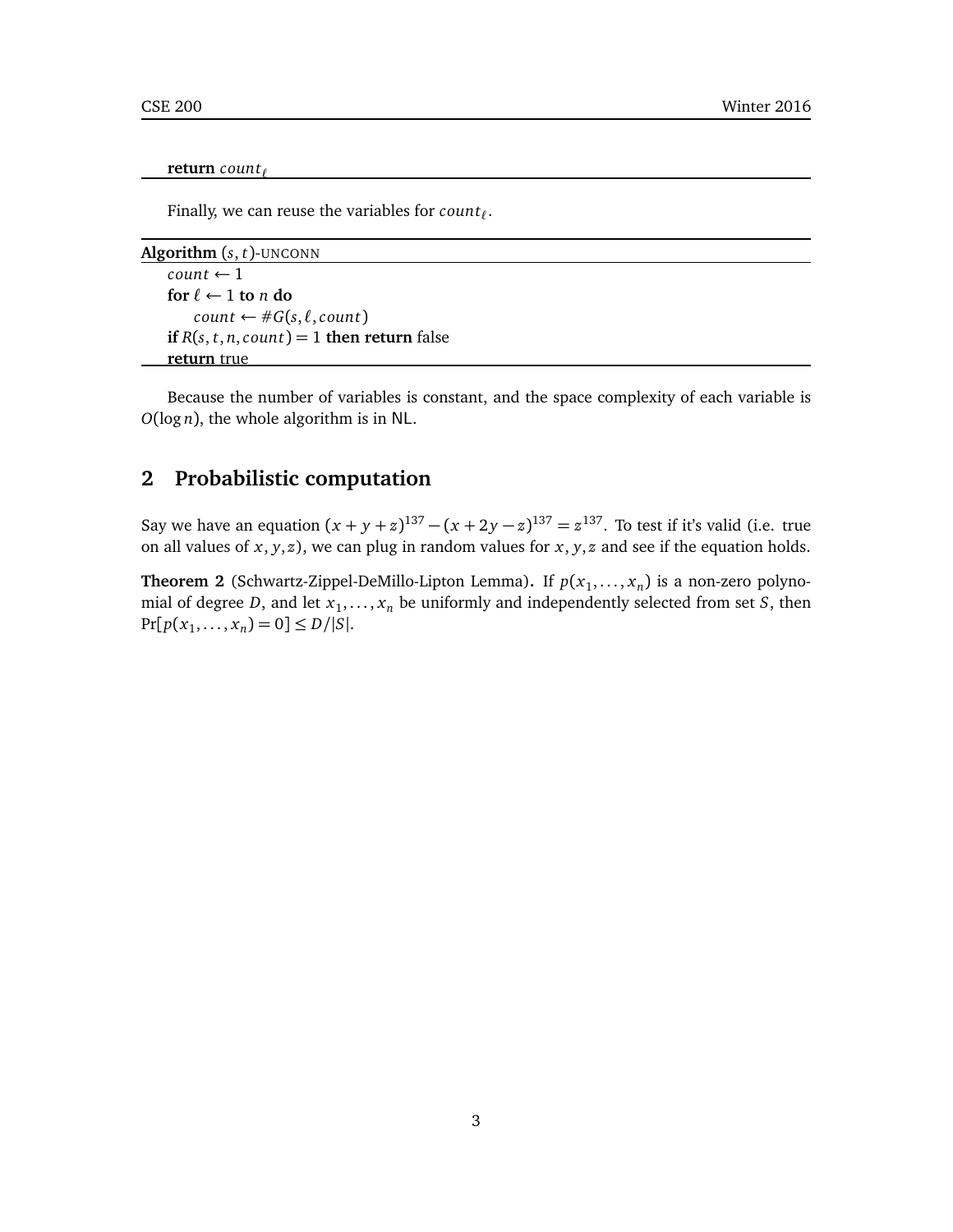```
    return count_ℓ
```

Finally, we can reuse the variables for $count_\ell$.

**Algorithm** $(s,t)$-UNCONN

```
    count ← 1
    for ℓ ← 1 to n do
        count ← #G(s, ℓ, count)
    if R(s, t, n, count) = 1 then return false
    return true
```

Because the number of variables is constant, and the space complexity of each variable is $O(\log n)$, the whole algorithm is in NL.

## 2 Probabilistic computation

Say we have an equation $(x+y+z)^{137} - (x+2y-z)^{137} = z^{137}$. To test if it's valid (i.e. true on all values of $x, y, z$), we can plug in random values for $x, y, z$ and see if the equation holds.

**Theorem 2** (Schwartz-Zippel-DeMillo-Lipton Lemma)**.** If $p(x_1, \ldots, x_n)$ is a non-zero polynomial of degree $D$, and let $x_1, \ldots, x_n$ be uniformly and independently selected from set $S$, then $\Pr[p(x_1, \ldots, x_n) = 0] \le D/|S|$.